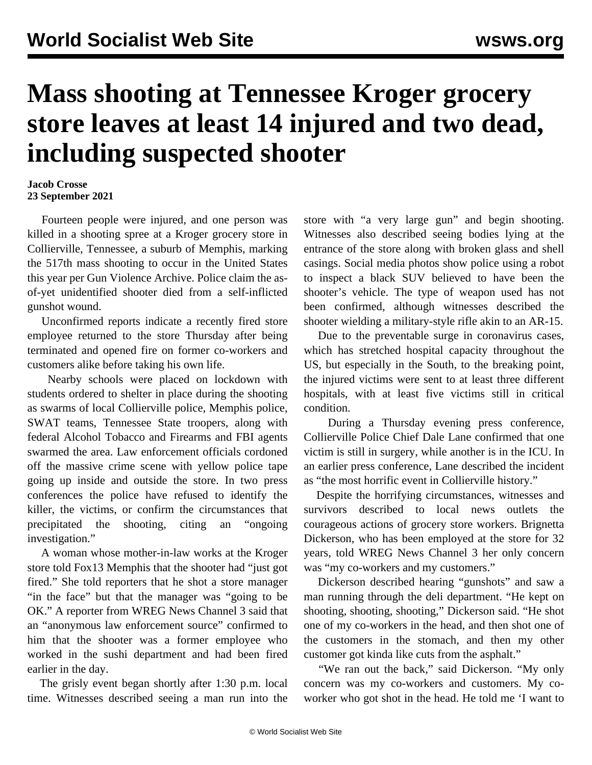# Mass shooting at Tennessee Kroger grocery store leaves at least 14 injured and two dead, including suspected shooter

**Jacob Crosse**
**23 September 2021**

Fourteen people were injured, and one person was killed in a shooting spree at a Kroger grocery store in Collierville, Tennessee, a suburb of Memphis, marking the 517th mass shooting to occur in the United States this year per Gun Violence Archive. Police claim the as-of-yet unidentified shooter died from a self-inflicted gunshot wound.

Unconfirmed reports indicate a recently fired store employee returned to the store Thursday after being terminated and opened fire on former co-workers and customers alike before taking his own life.

Nearby schools were placed on lockdown with students ordered to shelter in place during the shooting as swarms of local Collierville police, Memphis police, SWAT teams, Tennessee State troopers, along with federal Alcohol Tobacco and Firearms and FBI agents swarmed the area. Law enforcement officials cordoned off the massive crime scene with yellow police tape going up inside and outside the store. In two press conferences the police have refused to identify the killer, the victims, or confirm the circumstances that precipitated the shooting, citing an "ongoing investigation."

A woman whose mother-in-law works at the Kroger store told Fox13 Memphis that the shooter had "just got fired." She told reporters that he shot a store manager "in the face" but that the manager was "going to be OK." A reporter from WREG News Channel 3 said that an "anonymous law enforcement source" confirmed to him that the shooter was a former employee who worked in the sushi department and had been fired earlier in the day.

The grisly event began shortly after 1:30 p.m. local time. Witnesses described seeing a man run into the store with "a very large gun" and begin shooting. Witnesses also described seeing bodies lying at the entrance of the store along with broken glass and shell casings. Social media photos show police using a robot to inspect a black SUV believed to have been the shooter's vehicle. The type of weapon used has not been confirmed, although witnesses described the shooter wielding a military-style rifle akin to an AR-15.

Due to the preventable surge in coronavirus cases, which has stretched hospital capacity throughout the US, but especially in the South, to the breaking point, the injured victims were sent to at least three different hospitals, with at least five victims still in critical condition.

During a Thursday evening press conference, Collierville Police Chief Dale Lane confirmed that one victim is still in surgery, while another is in the ICU. In an earlier press conference, Lane described the incident as "the most horrific event in Collierville history."

Despite the horrifying circumstances, witnesses and survivors described to local news outlets the courageous actions of grocery store workers. Brignetta Dickerson, who has been employed at the store for 32 years, told WREG News Channel 3 her only concern was "my co-workers and my customers."

Dickerson described hearing "gunshots" and saw a man running through the deli department. "He kept on shooting, shooting, shooting," Dickerson said. "He shot one of my co-workers in the head, and then shot one of the customers in the stomach, and then my other customer got kinda like cuts from the asphalt."

"We ran out the back," said Dickerson. "My only concern was my co-workers and customers. My co-worker who got shot in the head. He told me 'I want to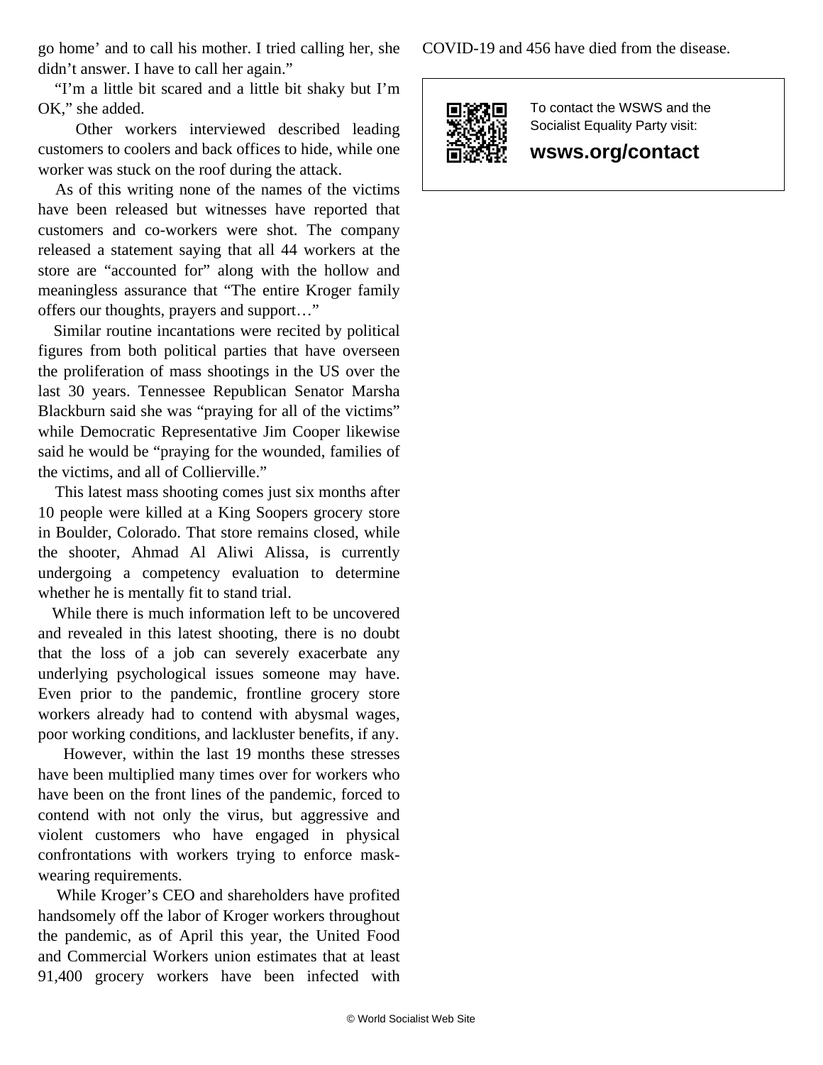go home' and to call his mother. I tried calling her, she didn't answer. I have to call her again."

"I'm a little bit scared and a little bit shaky but I'm OK," she added.

Other workers interviewed described leading customers to coolers and back offices to hide, while one worker was stuck on the roof during the attack.

As of this writing none of the names of the victims have been released but witnesses have reported that customers and co-workers were shot. The company released a statement saying that all 44 workers at the store are "accounted for" along with the hollow and meaningless assurance that "The entire Kroger family offers our thoughts, prayers and support…"

Similar routine incantations were recited by political figures from both political parties that have overseen the proliferation of mass shootings in the US over the last 30 years. Tennessee Republican Senator Marsha Blackburn said she was "praying for all of the victims" while Democratic Representative Jim Cooper likewise said he would be "praying for the wounded, families of the victims, and all of Collierville."

This latest mass shooting comes just six months after 10 people were killed at a King Soopers grocery store in Boulder, Colorado. That store remains closed, while the shooter, Ahmad Al Aliwi Alissa, is currently undergoing a competency evaluation to determine whether he is mentally fit to stand trial.

While there is much information left to be uncovered and revealed in this latest shooting, there is no doubt that the loss of a job can severely exacerbate any underlying psychological issues someone may have. Even prior to the pandemic, frontline grocery store workers already had to contend with abysmal wages, poor working conditions, and lackluster benefits, if any.

However, within the last 19 months these stresses have been multiplied many times over for workers who have been on the front lines of the pandemic, forced to contend with not only the virus, but aggressive and violent customers who have engaged in physical confrontations with workers trying to enforce mask-wearing requirements.

While Kroger's CEO and shareholders have profited handsomely off the labor of Kroger workers throughout the pandemic, as of April this year, the United Food and Commercial Workers union estimates that at least 91,400 grocery workers have been infected with COVID-19 and 456 have died from the disease.

To contact the WSWS and the Socialist Equality Party visit:

**wsws.org/contact**